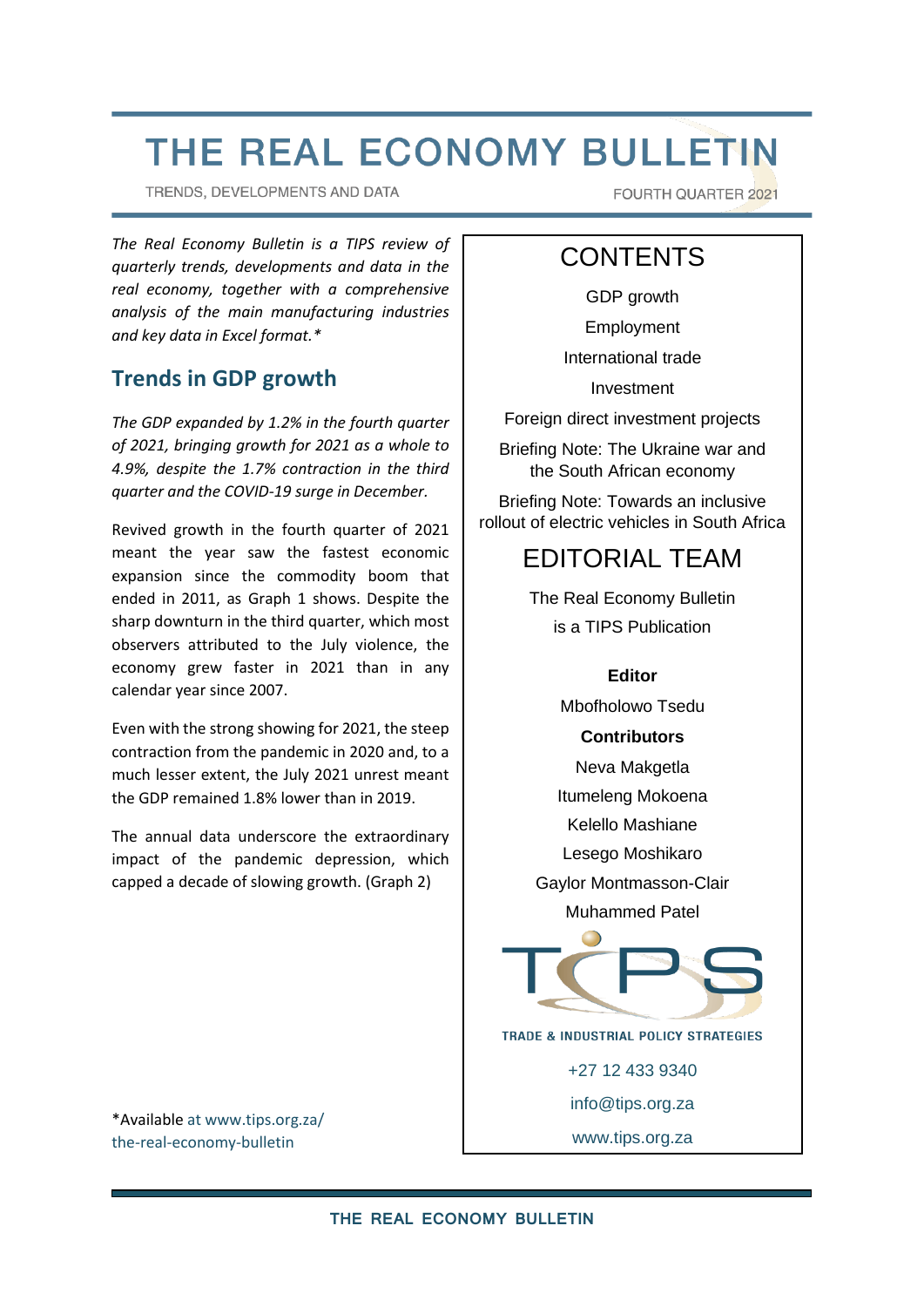# THE REAL ECONOMY BULLETIN

TRENDS, DEVELOPMENTS AND DATA

FOURTH QUARTER 2021

*The Real Economy Bulletin is a TIPS review of quarterly trends, developments and data in the real economy, together with a comprehensive analysis of the main manufacturing industries and key data in Excel format.**

## Trends in GDP growth

*The GDP expanded by 1.2% in the fourth quarter of 2021, bringing growth for 2021 as a whole to 4.9%, despite the 1.7% contraction in the third quarter and the COVID-19 surge in December.*

Revived growth in the fourth quarter of 2021 meant the year saw the fastest economic expansion since the commodity boom that ended in 2011, as Graph 1 shows. Despite the sharp downturn in the third quarter, which most observers attributed to the July violence, the economy grew faster in 2021 than in any calendar year since 2007.

Even with the strong showing for 2021, the steep contraction from the pandemic in 2020 and, to a much lesser extent, the July 2021 unrest meant the GDP remained 1.8% lower than in 2019.

The annual data underscore the extraordinary impact of the pandemic depression, which capped a decade of slowing growth. (Graph 2)

*Available at www.tips.org.za/the-real-economy-bulletin

## CONTENTS

GDP growth

Employment

International trade

Investment

Foreign direct investment projects

Briefing Note: The Ukraine war and the South African economy

Briefing Note: Towards an inclusive rollout of electric vehicles in South Africa

## EDITORIAL TEAM

The Real Economy Bulletin is a TIPS Publication

**Editor**

Mbofholowo Tsedu

**Contributors**

Neva Makgetla

Itumeleng Mokoena

Kelello Mashiane

Lesego Moshikaro

Gaylor Montmasson-Clair

Muhammed Patel

TIPS

TRADE & INDUSTRIAL POLICY STRATEGIES

+27 12 433 9340

info@tips.org.za

www.tips.org.za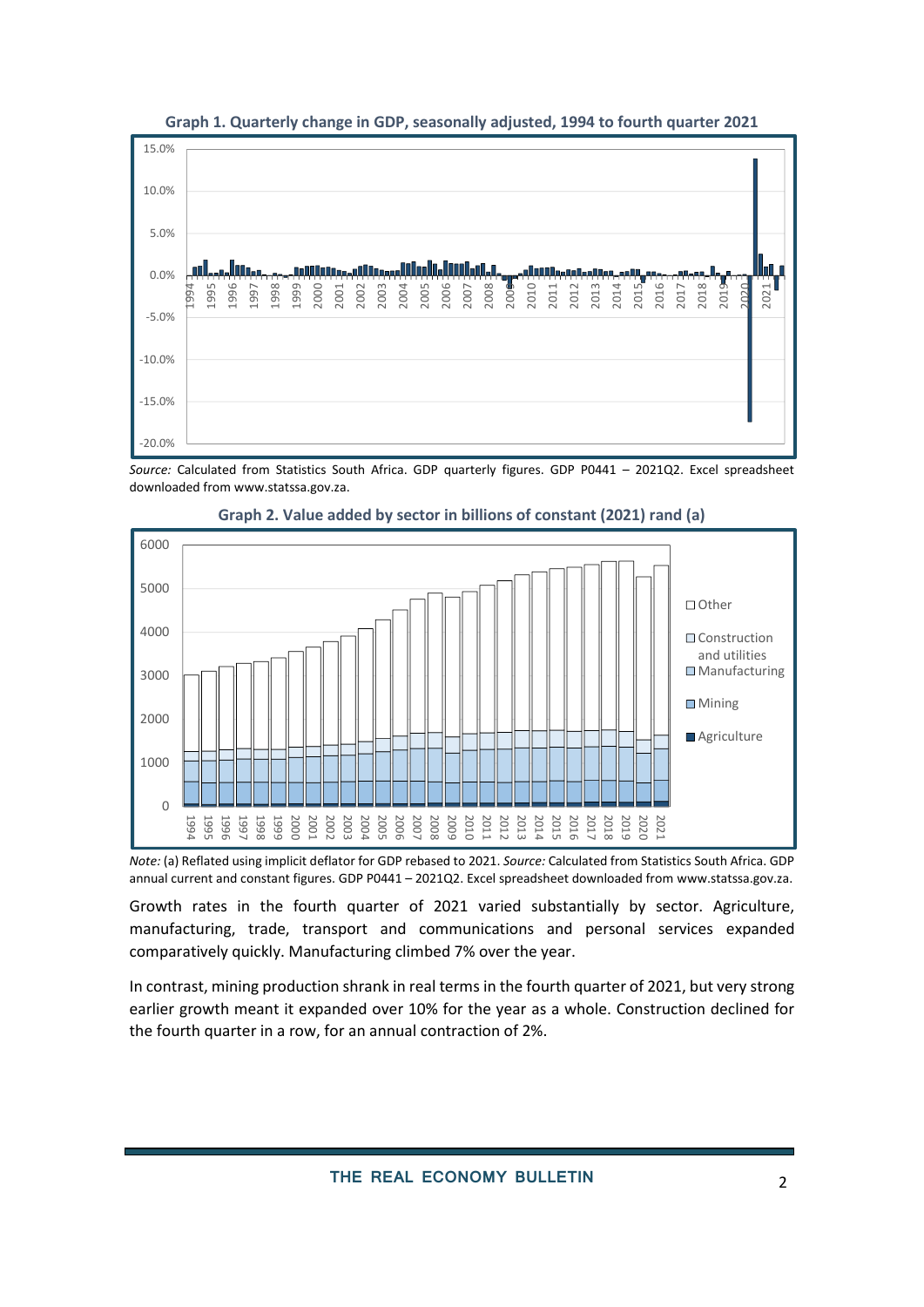**Graph 1. Quarterly change in GDP, seasonally adjusted, 1994 to fourth quarter 2021**

*Source:* Calculated from Statistics South Africa. GDP quarterly figures. GDP P0441 – 2021Q2. Excel spreadsheet downloaded from www.statssa.gov.za.

**Graph 2. Value added by sector in billions of constant (2021) rand (a)**

*Note:* (a) Reflated using implicit deflator for GDP rebased to 2021. *Source:* Calculated from Statistics South Africa. GDP annual current and constant figures. GDP P0441 – 2021Q2. Excel spreadsheet downloaded from www.statssa.gov.za.

Growth rates in the fourth quarter of 2021 varied substantially by sector. Agriculture, manufacturing, trade, transport and communications and personal services expanded comparatively quickly. Manufacturing climbed 7% over the year.

In contrast, mining production shrank in real terms in the fourth quarter of 2021, but very strong earlier growth meant it expanded over 10% for the year as a whole. Construction declined for the fourth quarter in a row, for an annual contraction of 2%.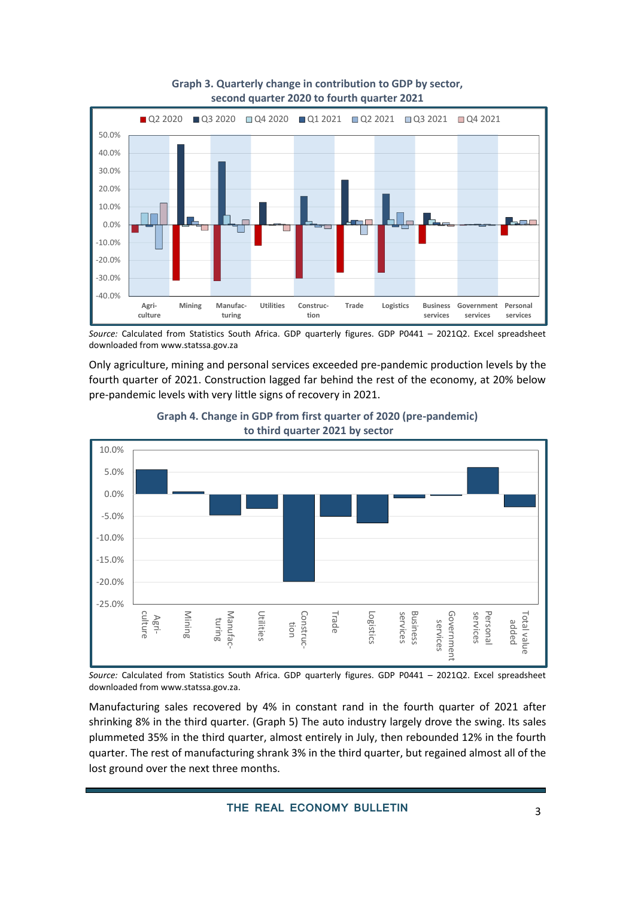**Graph 3. Quarterly change in contribution to GDP by sector, second quarter 2020 to fourth quarter 2021**

*Source:* Calculated from Statistics South Africa. GDP quarterly figures. GDP P0441 – 2021Q2. Excel spreadsheet downloaded from www.statssa.gov.za

Only agriculture, mining and personal services exceeded pre-pandemic production levels by the fourth quarter of 2021. Construction lagged far behind the rest of the economy, at 20% below pre-pandemic levels with very little signs of recovery in 2021.

**Graph 4. Change in GDP from first quarter of 2020 (pre-pandemic) to third quarter 2021 by sector**

*Source:* Calculated from Statistics South Africa. GDP quarterly figures. GDP P0441 – 2021Q2. Excel spreadsheet downloaded from www.statssa.gov.za

Manufacturing sales recovered by 4% in constant rand in the fourth quarter of 2021 after shrinking 8% in the third quarter. (Graph 5) The auto industry largely drove the swing. Its sales plummeted 35% in the third quarter, almost entirely in July, then rebounded 12% in the fourth quarter. The rest of manufacturing shrank 3% in the third quarter, but regained almost all of the lost ground over the next three months.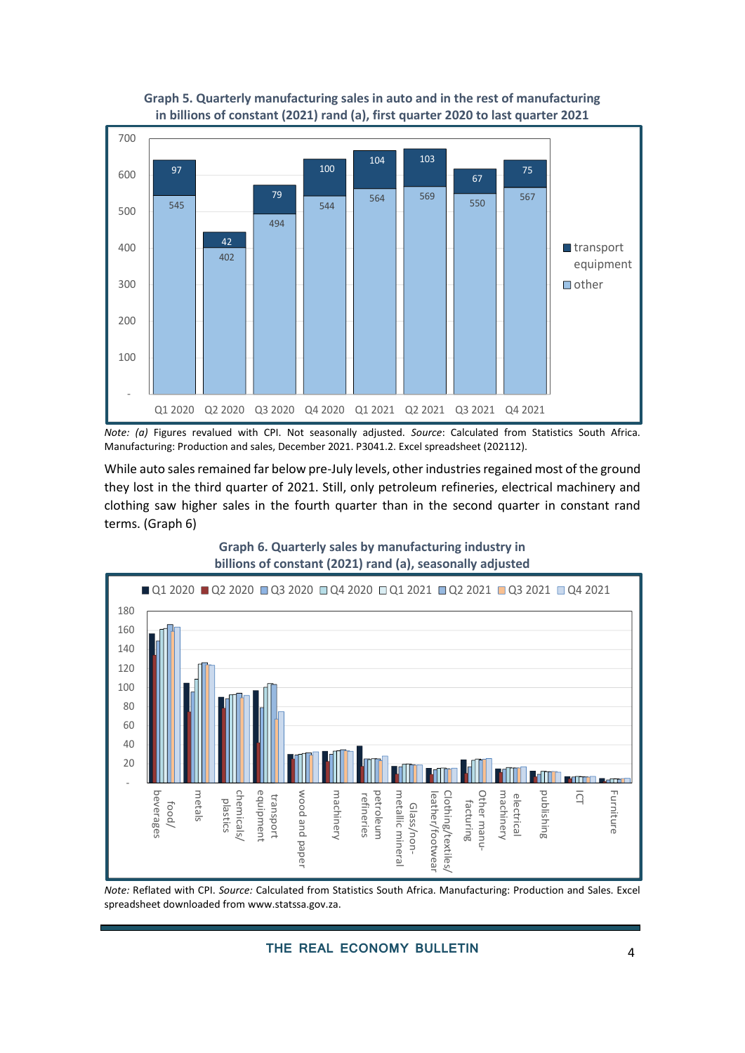**Graph 5. Quarterly manufacturing sales in auto and in the rest of manufacturing in billions of constant (2021) rand (a), first quarter 2020 to last quarter 2021**

| | Q1 2020 | Q2 2020 | Q3 2020 | Q4 2020 | Q1 2021 | Q2 2021 | Q3 2021 | Q4 2021 |
|---|---|---|---|---|---|---|---|---|
| transport equipment | 97 | 42 | 79 | 100 | 104 | 103 | 67 | 75 |
| other | 545 | 402 | 494 | 544 | 564 | 569 | 550 | 567 |

*Note: (a)* Figures revalued with CPI. Not seasonally adjusted. *Source*: Calculated from Statistics South Africa. Manufacturing: Production and sales, December 2021. P3041.2. Excel spreadsheet (202112).

While auto sales remained far below pre-July levels, other industries regained most of the ground they lost in the third quarter of 2021. Still, only petroleum refineries, electrical machinery and clothing saw higher sales in the fourth quarter than in the second quarter in constant rand terms. (Graph 6)

**Graph 6. Quarterly sales by manufacturing industry in billions of constant (2021) rand (a), seasonally adjusted**

*Note:* Reflated with CPI. *Source:* Calculated from Statistics South Africa. Manufacturing: Production and Sales. Excel spreadsheet downloaded from www.statssa.gov.za.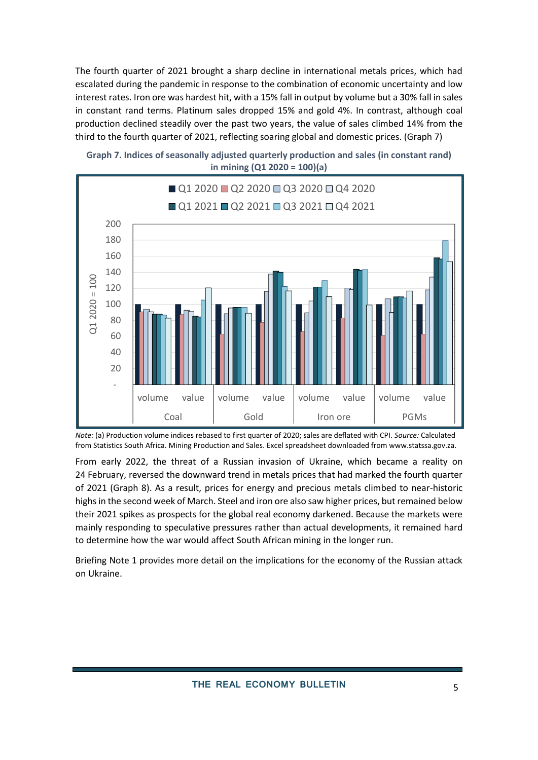The fourth quarter of 2021 brought a sharp decline in international metals prices, which had escalated during the pandemic in response to the combination of economic uncertainty and low interest rates. Iron ore was hardest hit, with a 15% fall in output by volume but a 30% fall in sales in constant rand terms. Platinum sales dropped 15% and gold 4%. In contrast, although coal production declined steadily over the past two years, the value of sales climbed 14% from the third to the fourth quarter of 2021, reflecting soaring global and domestic prices. (Graph 7)

**Graph 7. Indices of seasonally adjusted quarterly production and sales (in constant rand) in mining (Q1 2020 = 100)(a)**

*Note:* (a) Production volume indices rebased to first quarter of 2020; sales are deflated with CPI. *Source:* Calculated from Statistics South Africa. Mining Production and Sales. Excel spreadsheet downloaded from www.statssa.gov.za.

From early 2022, the threat of a Russian invasion of Ukraine, which became a reality on 24 February, reversed the downward trend in metals prices that had marked the fourth quarter of 2021 (Graph 8). As a result, prices for energy and precious metals climbed to near-historic highs in the second week of March. Steel and iron ore also saw higher prices, but remained below their 2021 spikes as prospects for the global real economy darkened. Because the markets were mainly responding to speculative pressures rather than actual developments, it remained hard to determine how the war would affect South African mining in the longer run.

Briefing Note 1 provides more detail on the implications for the economy of the Russian attack on Ukraine.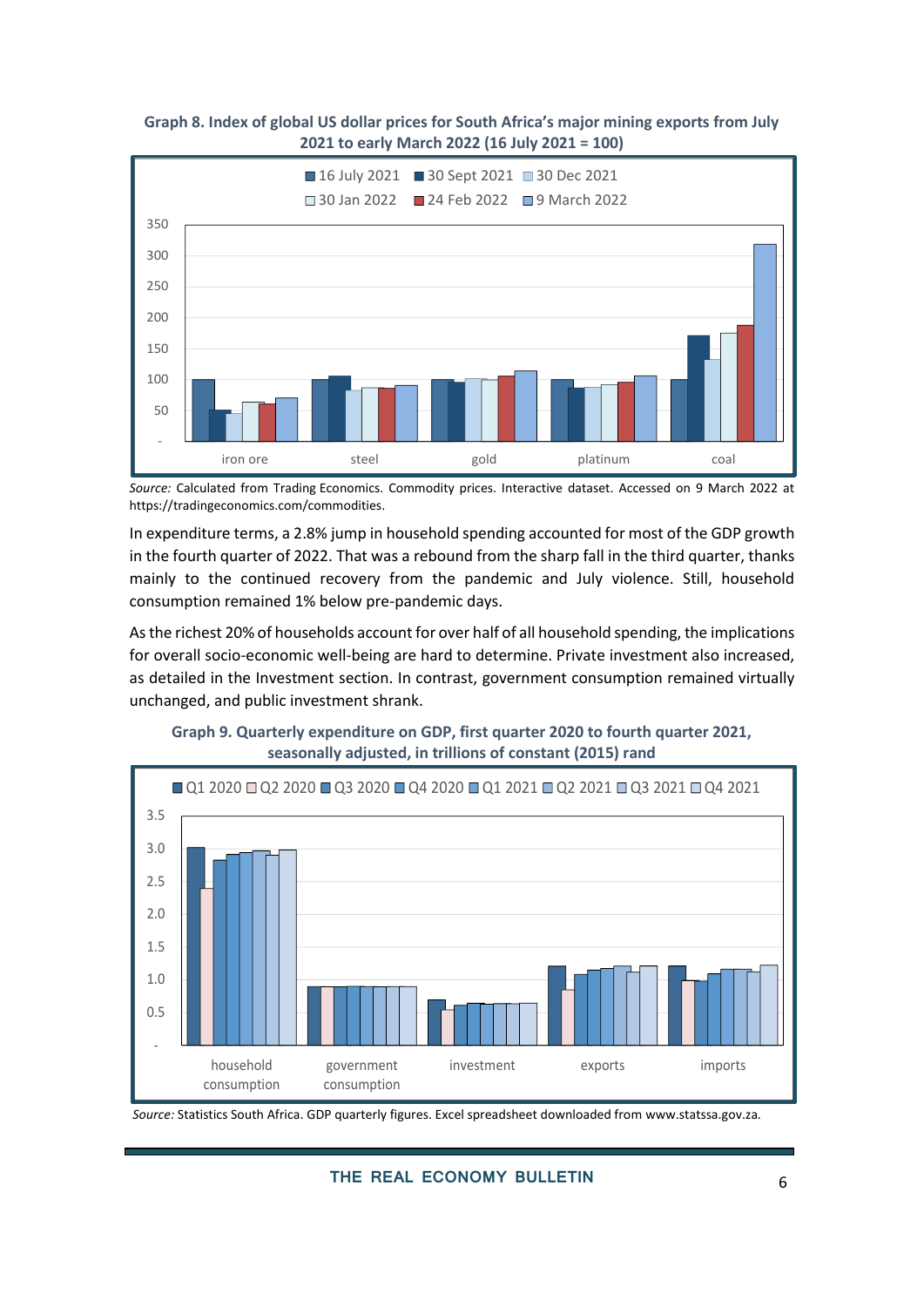**Graph 8. Index of global US dollar prices for South Africa's major mining exports from July 2021 to early March 2022 (16 July 2021 = 100)**

*Source:* Calculated from Trading Economics. Commodity prices. Interactive dataset. Accessed on 9 March 2022 at https://tradingeconomics.com/commodities.

In expenditure terms, a 2.8% jump in household spending accounted for most of the GDP growth in the fourth quarter of 2022. That was a rebound from the sharp fall in the third quarter, thanks mainly to the continued recovery from the pandemic and July violence. Still, household consumption remained 1% below pre-pandemic days.

As the richest 20% of households account for over half of all household spending, the implications for overall socio-economic well-being are hard to determine. Private investment also increased, as detailed in the Investment section. In contrast, government consumption remained virtually unchanged, and public investment shrank.

**Graph 9. Quarterly expenditure on GDP, first quarter 2020 to fourth quarter 2021, seasonally adjusted, in trillions of constant (2015) rand**

*Source:* Statistics South Africa. GDP quarterly figures. Excel spreadsheet downloaded from www.statssa.gov.za.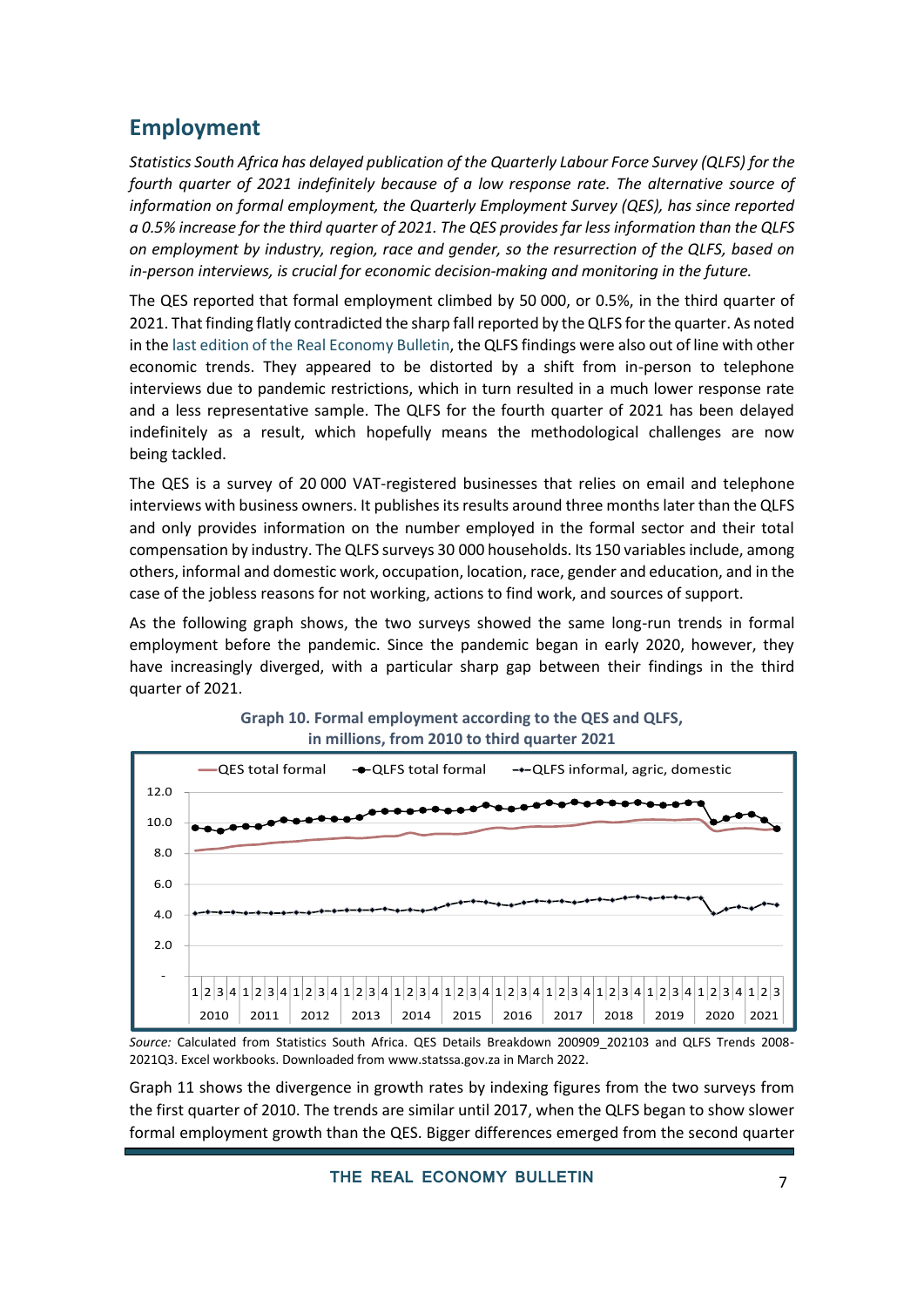## Employment

*Statistics South Africa has delayed publication of the Quarterly Labour Force Survey (QLFS) for the fourth quarter of 2021 indefinitely because of a low response rate. The alternative source of information on formal employment, the Quarterly Employment Survey (QES), has since reported a 0.5% increase for the third quarter of 2021. The QES provides far less information than the QLFS on employment by industry, region, race and gender, so the resurrection of the QLFS, based on in-person interviews, is crucial for economic decision-making and monitoring in the future.*

The QES reported that formal employment climbed by 50 000, or 0.5%, in the third quarter of 2021. That finding flatly contradicted the sharp fall reported by the QLFS for the quarter. As noted in the last edition of the Real Economy Bulletin, the QLFS findings were also out of line with other economic trends. They appeared to be distorted by a shift from in-person to telephone interviews due to pandemic restrictions, which in turn resulted in a much lower response rate and a less representative sample. The QLFS for the fourth quarter of 2021 has been delayed indefinitely as a result, which hopefully means the methodological challenges are now being tackled.

The QES is a survey of 20 000 VAT-registered businesses that relies on email and telephone interviews with business owners. It publishes its results around three months later than the QLFS and only provides information on the number employed in the formal sector and their total compensation by industry. The QLFS surveys 30 000 households. Its 150 variables include, among others, informal and domestic work, occupation, location, race, gender and education, and in the case of the jobless reasons for not working, actions to find work, and sources of support.

As the following graph shows, the two surveys showed the same long-run trends in formal employment before the pandemic. Since the pandemic began in early 2020, however, they have increasingly diverged, with a particular sharp gap between their findings in the third quarter of 2021.

**Graph 10. Formal employment according to the QES and QLFS, in millions, from 2010 to third quarter 2021**

*Source:* Calculated from Statistics South Africa. QES Details Breakdown 200909_202103 and QLFS Trends 2008-2021Q3. Excel workbooks. Downloaded from www.statssa.gov.za in March 2022.

Graph 11 shows the divergence in growth rates by indexing figures from the two surveys from the first quarter of 2010. The trends are similar until 2017, when the QLFS began to show slower formal employment growth than the QES. Bigger differences emerged from the second quarter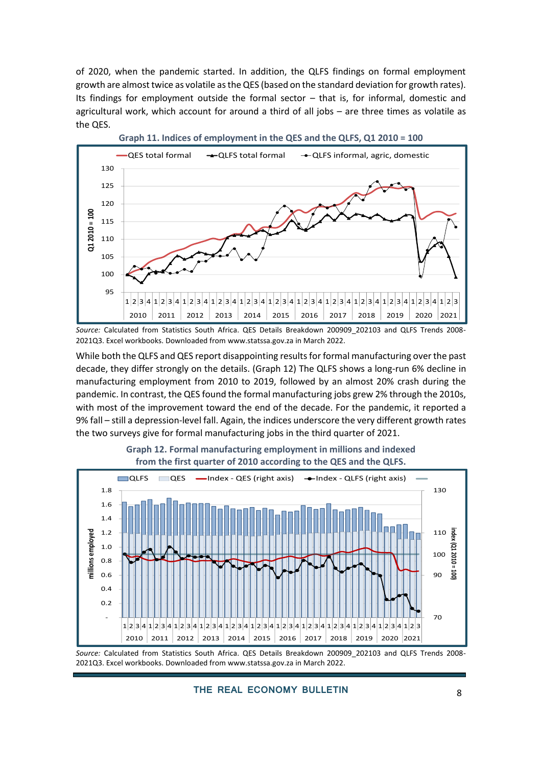of 2020, when the pandemic started. In addition, the QLFS findings on formal employment growth are almost twice as volatile as the QES (based on the standard deviation for growth rates). Its findings for employment outside the formal sector – that is, for informal, domestic and agricultural work, which account for around a third of all jobs – are three times as volatile as the QES.

**Graph 11. Indices of employment in the QES and the QLFS, Q1 2010 = 100**

*Source:* Calculated from Statistics South Africa. QES Details Breakdown 200909_202103 and QLFS Trends 2008-2021Q3. Excel workbooks. Downloaded from www.statssa.gov.za in March 2022.

While both the QLFS and QES report disappointing results for formal manufacturing over the past decade, they differ strongly on the details. (Graph 12) The QLFS shows a long-run 6% decline in manufacturing employment from 2010 to 2019, followed by an almost 20% crash during the pandemic. In contrast, the QES found the formal manufacturing jobs grew 2% through the 2010s, with most of the improvement toward the end of the decade. For the pandemic, it reported a 9% fall – still a depression-level fall. Again, the indices underscore the very different growth rates the two surveys give for formal manufacturing jobs in the third quarter of 2021.

**Graph 12. Formal manufacturing employment in millions and indexed from the first quarter of 2010 according to the QES and the QLFS.**

*Source:* Calculated from Statistics South Africa. QES Details Breakdown 200909_202103 and QLFS Trends 2008-2021Q3. Excel workbooks. Downloaded from www.statssa.gov.za in March 2022.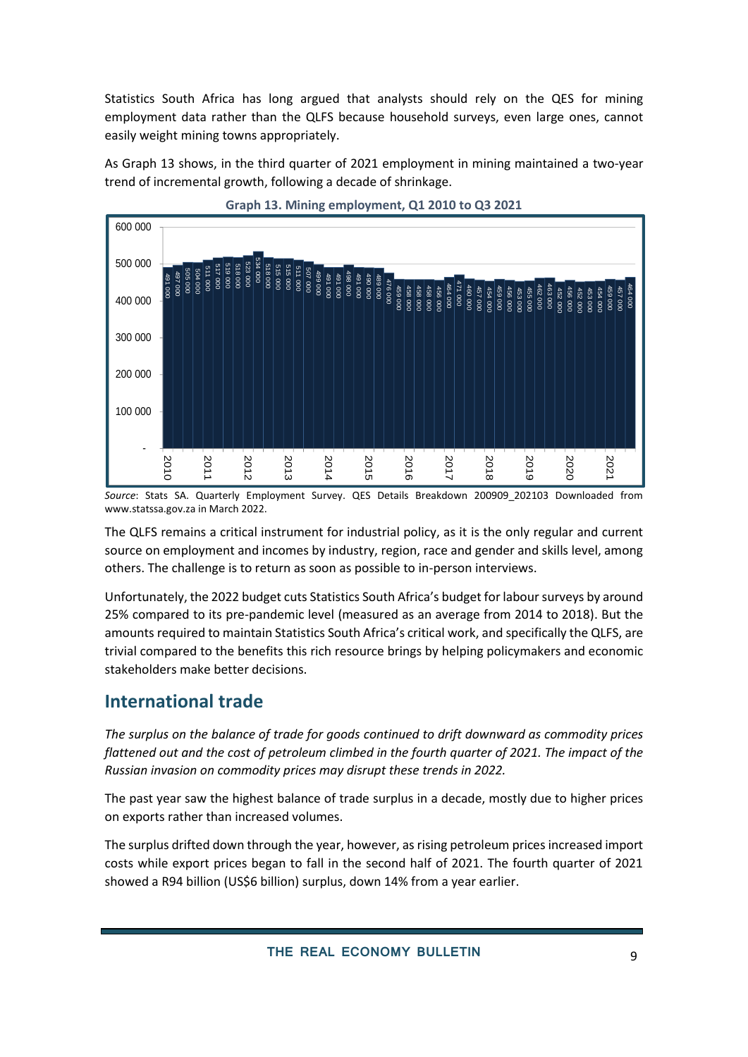Statistics South Africa has long argued that analysts should rely on the QES for mining employment data rather than the QLFS because household surveys, even large ones, cannot easily weight mining towns appropriately.

As Graph 13 shows, in the third quarter of 2021 employment in mining maintained a two-year trend of incremental growth, following a decade of shrinkage.

**Graph 13. Mining employment, Q1 2010 to Q3 2021**

*Source*: Stats SA. Quarterly Employment Survey. QES Details Breakdown 200909_202103 Downloaded from www.statssa.gov.za in March 2022.

The QLFS remains a critical instrument for industrial policy, as it is the only regular and current source on employment and incomes by industry, region, race and gender and skills level, among others. The challenge is to return as soon as possible to in-person interviews.

Unfortunately, the 2022 budget cuts Statistics South Africa's budget for labour surveys by around 25% compared to its pre-pandemic level (measured as an average from 2014 to 2018). But the amounts required to maintain Statistics South Africa's critical work, and specifically the QLFS, are trivial compared to the benefits this rich resource brings by helping policymakers and economic stakeholders make better decisions.

## International trade

*The surplus on the balance of trade for goods continued to drift downward as commodity prices flattened out and the cost of petroleum climbed in the fourth quarter of 2021. The impact of the Russian invasion on commodity prices may disrupt these trends in 2022.*

The past year saw the highest balance of trade surplus in a decade, mostly due to higher prices on exports rather than increased volumes.

The surplus drifted down through the year, however, as rising petroleum prices increased import costs while export prices began to fall in the second half of 2021. The fourth quarter of 2021 showed a R94 billion (US$6 billion) surplus, down 14% from a year earlier.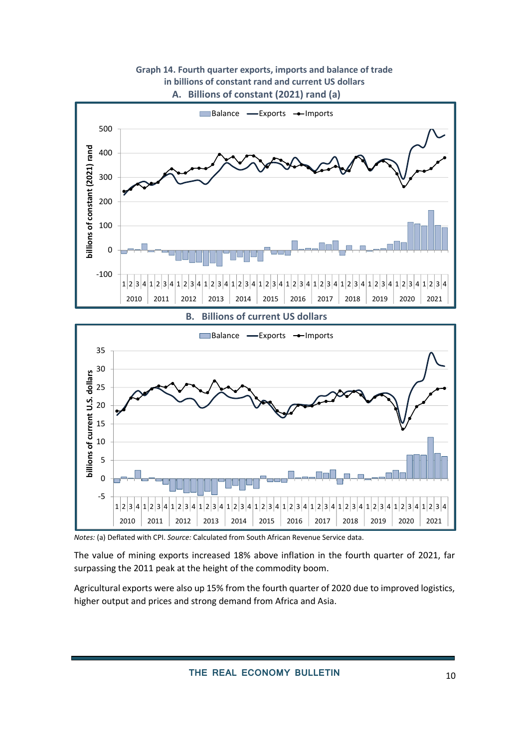**Graph 14. Fourth quarter exports, imports and balance of trade in billions of constant rand and current US dollars**

**A. Billions of constant (2021) rand (a)**

**B. Billions of current US dollars**

*Notes:* (a) Deflated with CPI. *Source:* Calculated from South African Revenue Service data.

The value of mining exports increased 18% above inflation in the fourth quarter of 2021, far surpassing the 2011 peak at the height of the commodity boom.

Agricultural exports were also up 15% from the fourth quarter of 2020 due to improved logistics, higher output and prices and strong demand from Africa and Asia.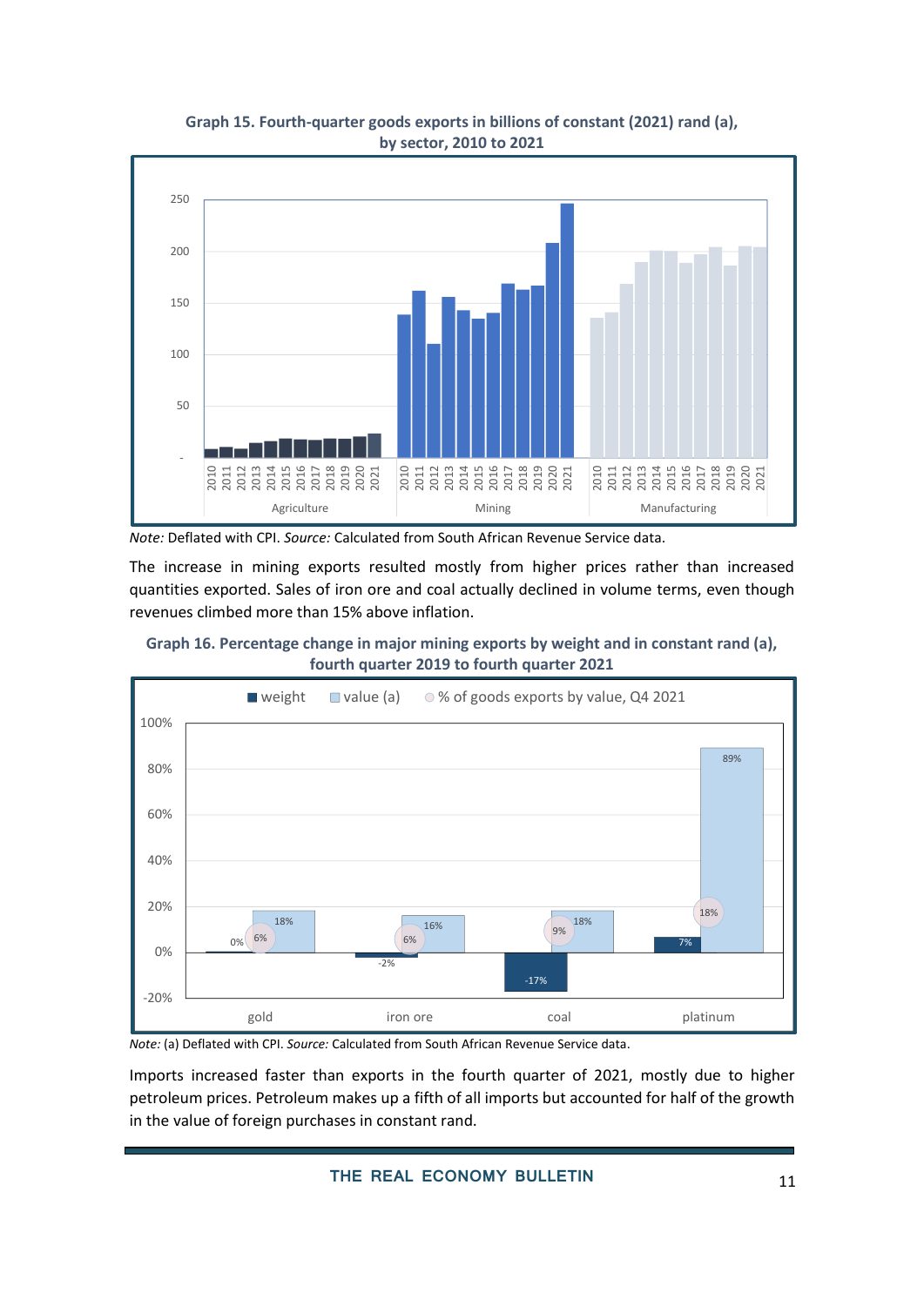**Graph 15. Fourth-quarter goods exports in billions of constant (2021) rand (a), by sector, 2010 to 2021**

*Note:* Deflated with CPI. *Source:* Calculated from South African Revenue Service data.

The increase in mining exports resulted mostly from higher prices rather than increased quantities exported. Sales of iron ore and coal actually declined in volume terms, even though revenues climbed more than 15% above inflation.

**Graph 16. Percentage change in major mining exports by weight and in constant rand (a), fourth quarter 2019 to fourth quarter 2021**

*Note:* (a) Deflated with CPI. *Source:* Calculated from South African Revenue Service data.

Imports increased faster than exports in the fourth quarter of 2021, mostly due to higher petroleum prices. Petroleum makes up a fifth of all imports but accounted for half of the growth in the value of foreign purchases in constant rand.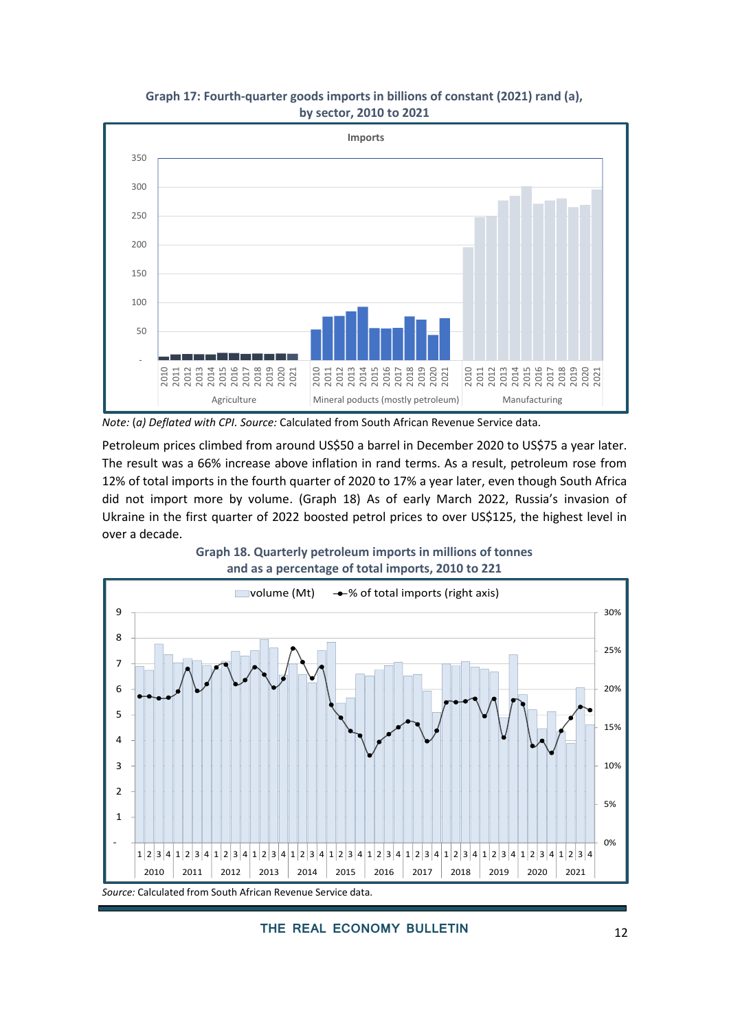**Graph 17: Fourth-quarter goods imports in billions of constant (2021) rand (a), by sector, 2010 to 2021**

*Note:* (*a*) *Deflated with CPI. Source:* Calculated from South African Revenue Service data.

Petroleum prices climbed from around US$50 a barrel in December 2020 to US$75 a year later. The result was a 66% increase above inflation in rand terms. As a result, petroleum rose from 12% of total imports in the fourth quarter of 2020 to 17% a year later, even though South Africa did not import more by volume. (Graph 18) As of early March 2022, Russia's invasion of Ukraine in the first quarter of 2022 boosted petrol prices to over US$125, the highest level in over a decade.

**Graph 18. Quarterly petroleum imports in millions of tonnes and as a percentage of total imports, 2010 to 221**

*Source:* Calculated from South African Revenue Service data.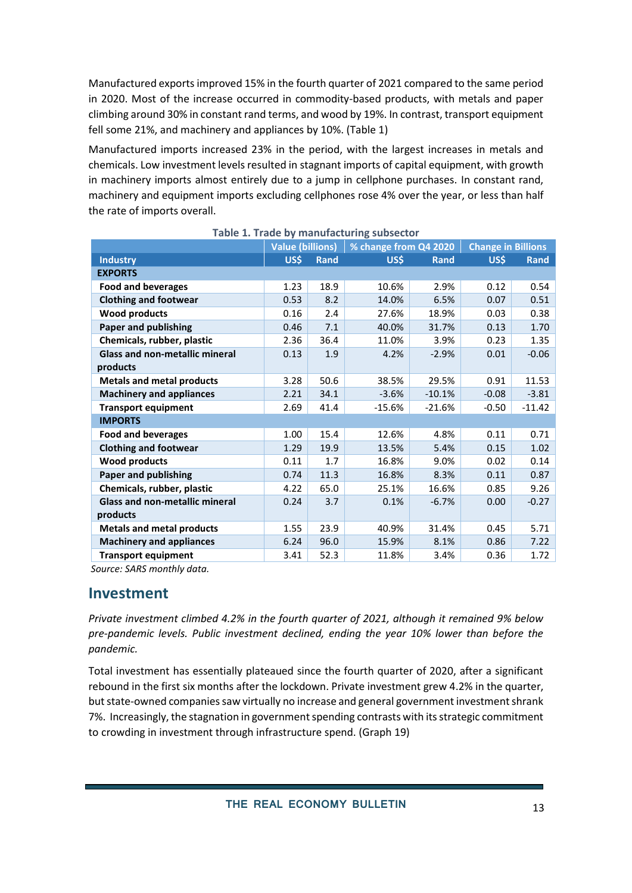Manufactured exports improved 15% in the fourth quarter of 2021 compared to the same period in 2020. Most of the increase occurred in commodity-based products, with metals and paper climbing around 30% in constant rand terms, and wood by 19%. In contrast, transport equipment fell some 21%, and machinery and appliances by 10%. (Table 1)

Manufactured imports increased 23% in the period, with the largest increases in metals and chemicals. Low investment levels resulted in stagnant imports of capital equipment, with growth in machinery imports almost entirely due to a jump in cellphone purchases. In constant rand, machinery and equipment imports excluding cellphones rose 4% over the year, or less than half the rate of imports overall.

**Table 1. Trade by manufacturing subsector**

| | Value (billions) | | % change from Q4 2020 | | Change in Billions | |
|---|---|---|---|---|---|---|
| **Industry** | **US$** | **Rand** | **US$** | **Rand** | **US$** | **Rand** |
| **EXPORTS** | | | | | | |
| **Food and beverages** | 1.23 | 18.9 | 10.6% | 2.9% | 0.12 | 0.54 |
| **Clothing and footwear** | 0.53 | 8.2 | 14.0% | 6.5% | 0.07 | 0.51 |
| **Wood products** | 0.16 | 2.4 | 27.6% | 18.9% | 0.03 | 0.38 |
| **Paper and publishing** | 0.46 | 7.1 | 40.0% | 31.7% | 0.13 | 1.70 |
| **Chemicals, rubber, plastic** | 2.36 | 36.4 | 11.0% | 3.9% | 0.23 | 1.35 |
| **Glass and non-metallic mineral products** | 0.13 | 1.9 | 4.2% | -2.9% | 0.01 | -0.06 |
| **Metals and metal products** | 3.28 | 50.6 | 38.5% | 29.5% | 0.91 | 11.53 |
| **Machinery and appliances** | 2.21 | 34.1 | -3.6% | -10.1% | -0.08 | -3.81 |
| **Transport equipment** | 2.69 | 41.4 | -15.6% | -21.6% | -0.50 | -11.42 |
| **IMPORTS** | | | | | | |
| **Food and beverages** | 1.00 | 15.4 | 12.6% | 4.8% | 0.11 | 0.71 |
| **Clothing and footwear** | 1.29 | 19.9 | 13.5% | 5.4% | 0.15 | 1.02 |
| **Wood products** | 0.11 | 1.7 | 16.8% | 9.0% | 0.02 | 0.14 |
| **Paper and publishing** | 0.74 | 11.3 | 16.8% | 8.3% | 0.11 | 0.87 |
| **Chemicals, rubber, plastic** | 4.22 | 65.0 | 25.1% | 16.6% | 0.85 | 9.26 |
| **Glass and non-metallic mineral products** | 0.24 | 3.7 | 0.1% | -6.7% | 0.00 | -0.27 |
| **Metals and metal products** | 1.55 | 23.9 | 40.9% | 31.4% | 0.45 | 5.71 |
| **Machinery and appliances** | 6.24 | 96.0 | 15.9% | 8.1% | 0.86 | 7.22 |
| **Transport equipment** | 3.41 | 52.3 | 11.8% | 3.4% | 0.36 | 1.72 |

*Source: SARS monthly data.*

## Investment

*Private investment climbed 4.2% in the fourth quarter of 2021, although it remained 9% below pre-pandemic levels. Public investment declined, ending the year 10% lower than before the pandemic.*

Total investment has essentially plateaued since the fourth quarter of 2020, after a significant rebound in the first six months after the lockdown. Private investment grew 4.2% in the quarter, but state-owned companies saw virtually no increase and general government investment shrank 7%. Increasingly, the stagnation in government spending contrasts with its strategic commitment to crowding in investment through infrastructure spend. (Graph 19)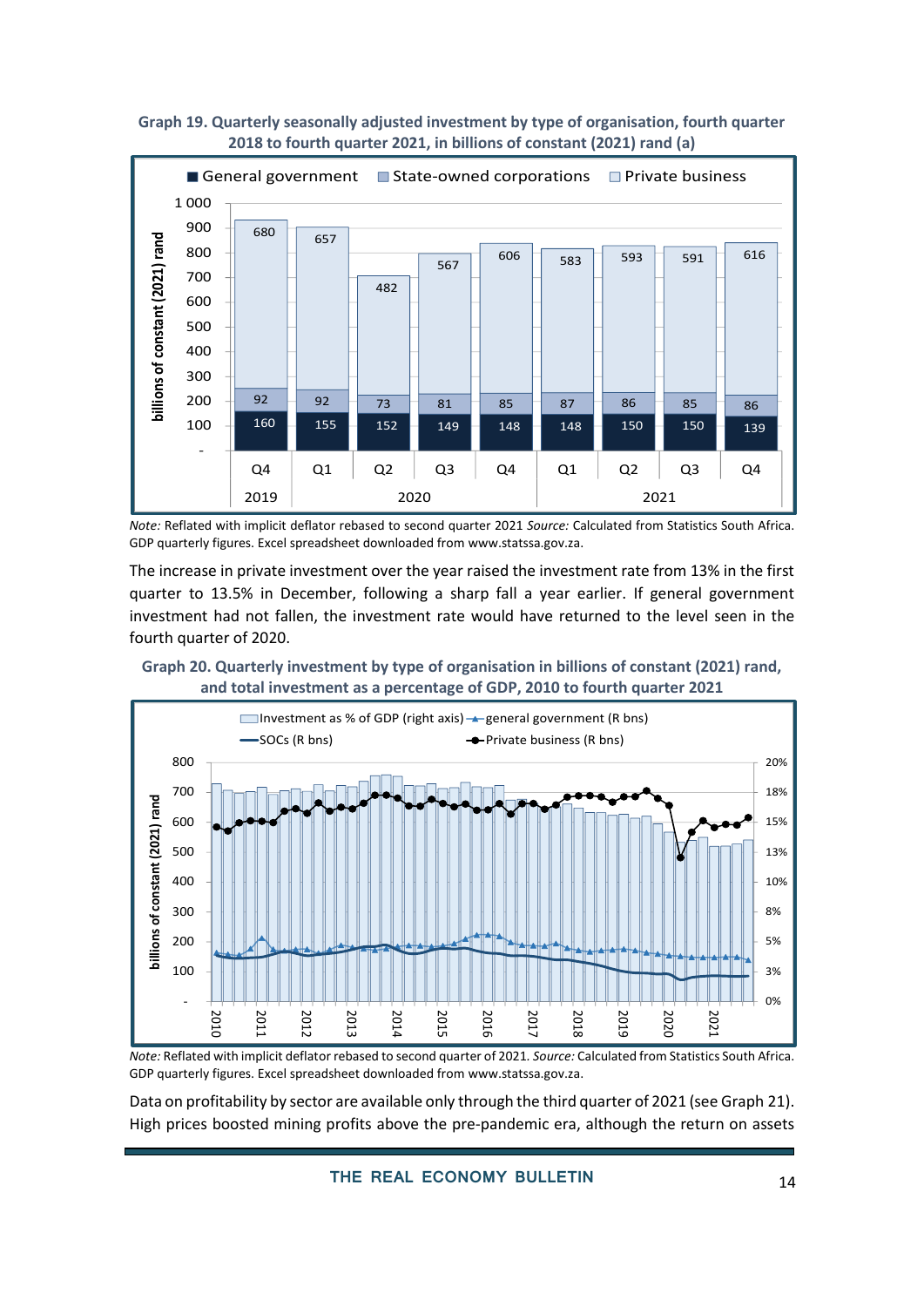**Graph 19. Quarterly seasonally adjusted investment by type of organisation, fourth quarter 2018 to fourth quarter 2021, in billions of constant (2021) rand (a)**

| | General government | State-owned corporations | Private business |
|---|---|---|---|
| 2019 Q4 | 160 | 92 | 680 |
| 2020 Q1 | 155 | 92 | 657 |
| 2020 Q2 | 152 | 73 | 482 |
| 2020 Q3 | 149 | 81 | 567 |
| 2020 Q4 | 148 | 85 | 606 |
| 2021 Q1 | 148 | 87 | 583 |
| 2021 Q2 | 150 | 86 | 593 |
| 2021 Q3 | 150 | 85 | 591 |
| 2021 Q4 | 139 | 86 | 616 |

*Note:* Reflated with implicit deflator rebased to second quarter 2021 *Source:* Calculated from Statistics South Africa. GDP quarterly figures. Excel spreadsheet downloaded from www.statssa.gov.za.

The increase in private investment over the year raised the investment rate from 13% in the first quarter to 13.5% in December, following a sharp fall a year earlier. If general government investment had not fallen, the investment rate would have returned to the level seen in the fourth quarter of 2020.

**Graph 20. Quarterly investment by type of organisation in billions of constant (2021) rand, and total investment as a percentage of GDP, 2010 to fourth quarter 2021**

*Note:* Reflated with implicit deflator rebased to second quarter of 2021. *Source:* Calculated from Statistics South Africa. GDP quarterly figures. Excel spreadsheet downloaded from www.statssa.gov.za.

Data on profitability by sector are available only through the third quarter of 2021 (see Graph 21). High prices boosted mining profits above the pre-pandemic era, although the return on assets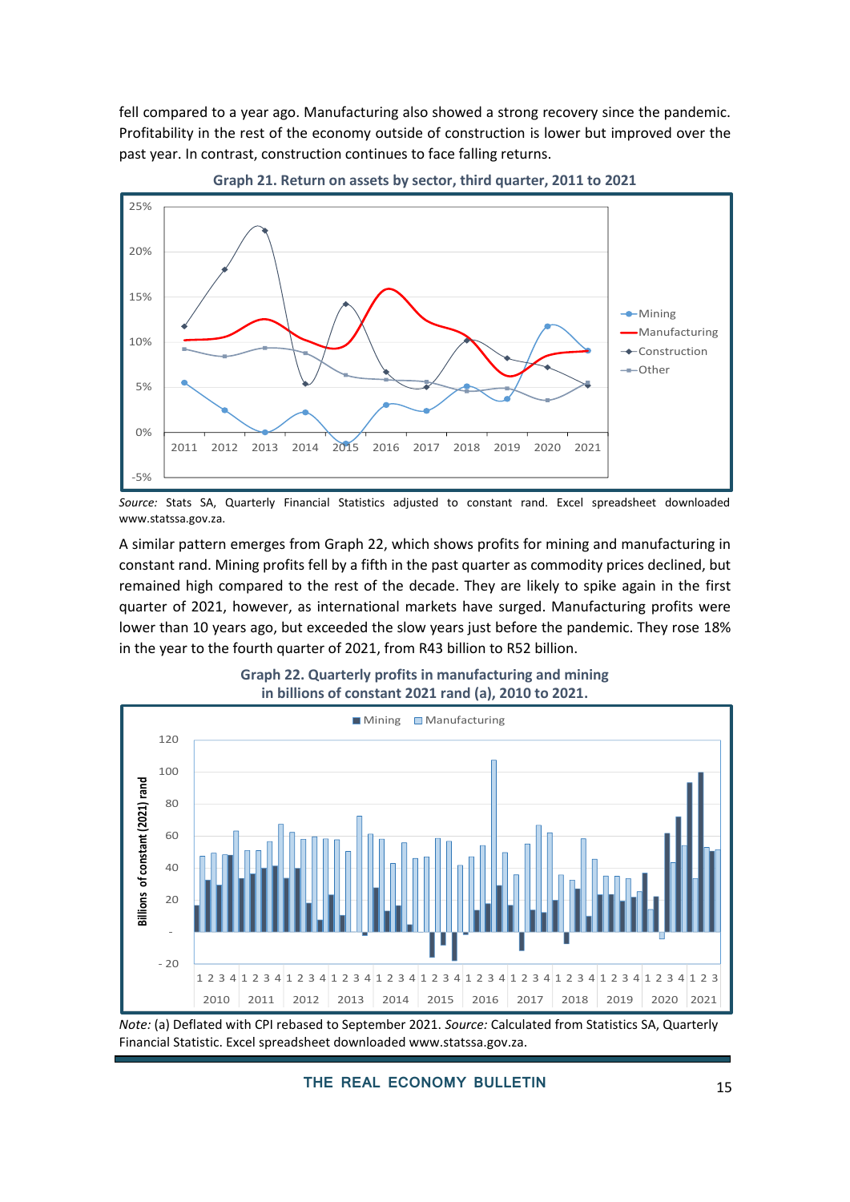fell compared to a year ago. Manufacturing also showed a strong recovery since the pandemic. Profitability in the rest of the economy outside of construction is lower but improved over the past year. In contrast, construction continues to face falling returns.

**Graph 21. Return on assets by sector, third quarter, 2011 to 2021**

*Source:* Stats SA, Quarterly Financial Statistics adjusted to constant rand. Excel spreadsheet downloaded www.statssa.gov.za.

A similar pattern emerges from Graph 22, which shows profits for mining and manufacturing in constant rand. Mining profits fell by a fifth in the past quarter as commodity prices declined, but remained high compared to the rest of the decade. They are likely to spike again in the first quarter of 2021, however, as international markets have surged. Manufacturing profits were lower than 10 years ago, but exceeded the slow years just before the pandemic. They rose 18% in the year to the fourth quarter of 2021, from R43 billion to R52 billion.

**Graph 22. Quarterly profits in manufacturing and mining in billions of constant 2021 rand (a), 2010 to 2021.**

*Note:* (a) Deflated with CPI rebased to September 2021. *Source:* Calculated from Statistics SA, Quarterly Financial Statistic. Excel spreadsheet downloaded www.statssa.gov.za.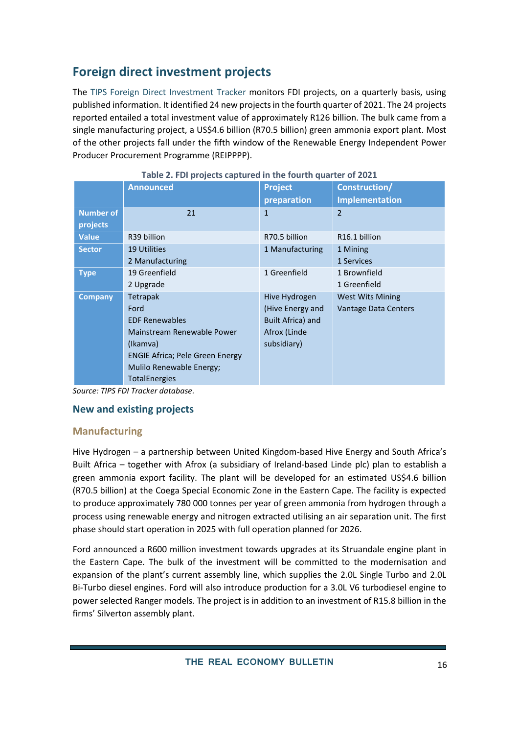## Foreign direct investment projects

The TIPS Foreign Direct Investment Tracker monitors FDI projects, on a quarterly basis, using published information. It identified 24 new projects in the fourth quarter of 2021. The 24 projects reported entailed a total investment value of approximately R126 billion. The bulk came from a single manufacturing project, a US$4.6 billion (R70.5 billion) green ammonia export plant. Most of the other projects fall under the fifth window of the Renewable Energy Independent Power Producer Procurement Programme (REIPPPP).

**Table 2. FDI projects captured in the fourth quarter of 2021**

| | Announced | Project preparation | Construction/ Implementation |
|---|---|---|---|
| **Number of projects** | 21 | 1 | 2 |
| **Value** | R39 billion | R70.5 billion | R16.1 billion |
| **Sector** | 19 Utilities<br>2 Manufacturing | 1 Manufacturing | 1 Mining<br>1 Services |
| **Type** | 19 Greenfield<br>2 Upgrade | 1 Greenfield | 1 Brownfield<br>1 Greenfield |
| **Company** | Tetrapak<br>Ford<br>EDF Renewables<br>Mainstream Renewable Power (Ikamva)<br>ENGIE Africa; Pele Green Energy<br>Mulilo Renewable Energy;<br>TotalEnergies | Hive Hydrogen (Hive Energy and Built Africa) and Afrox (Linde subsidiary) | West Wits Mining<br>Vantage Data Centers |

*Source: TIPS FDI Tracker database.*

### New and existing projects

#### Manufacturing

Hive Hydrogen – a partnership between United Kingdom-based Hive Energy and South Africa's Built Africa – together with Afrox (a subsidiary of Ireland-based Linde plc) plan to establish a green ammonia export facility. The plant will be developed for an estimated US$4.6 billion (R70.5 billion) at the Coega Special Economic Zone in the Eastern Cape. The facility is expected to produce approximately 780 000 tonnes per year of green ammonia from hydrogen through a process using renewable energy and nitrogen extracted utilising an air separation unit. The first phase should start operation in 2025 with full operation planned for 2026.

Ford announced a R600 million investment towards upgrades at its Struandale engine plant in the Eastern Cape. The bulk of the investment will be committed to the modernisation and expansion of the plant's current assembly line, which supplies the 2.0L Single Turbo and 2.0L Bi-Turbo diesel engines. Ford will also introduce production for a 3.0L V6 turbodiesel engine to power selected Ranger models. The project is in addition to an investment of R15.8 billion in the firms' Silverton assembly plant.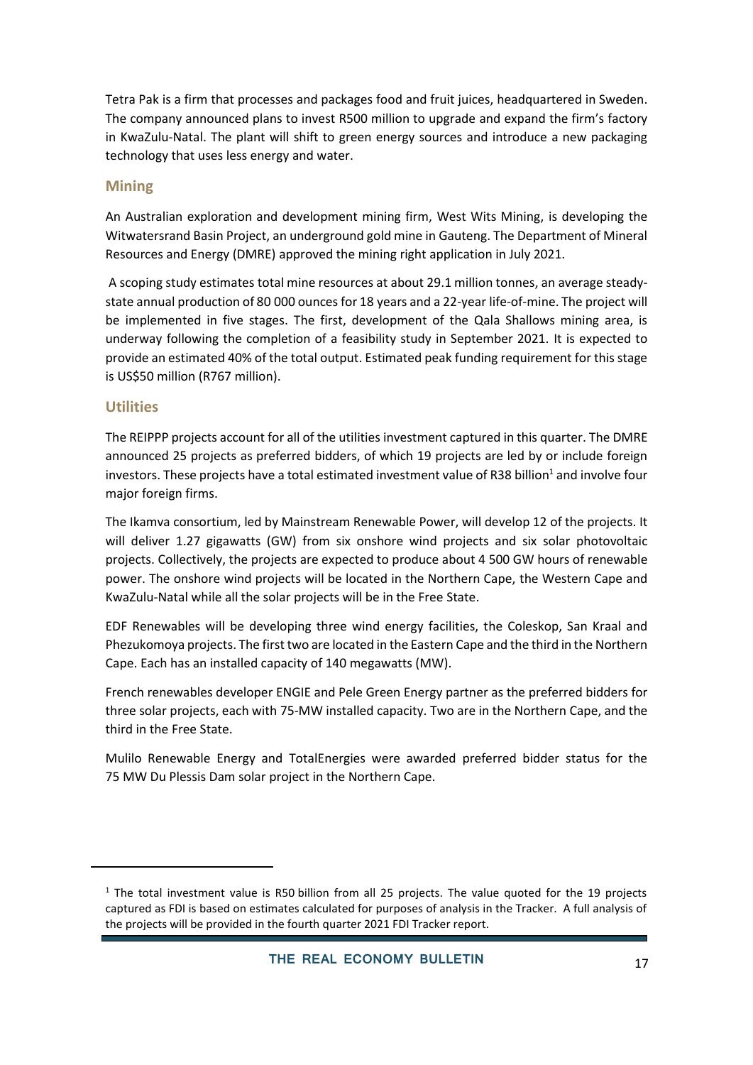Tetra Pak is a firm that processes and packages food and fruit juices, headquartered in Sweden. The company announced plans to invest R500 million to upgrade and expand the firm's factory in KwaZulu-Natal. The plant will shift to green energy sources and introduce a new packaging technology that uses less energy and water.

### Mining

An Australian exploration and development mining firm, West Wits Mining, is developing the Witwatersrand Basin Project, an underground gold mine in Gauteng. The Department of Mineral Resources and Energy (DMRE) approved the mining right application in July 2021.

A scoping study estimates total mine resources at about 29.1 million tonnes, an average steady-state annual production of 80 000 ounces for 18 years and a 22-year life-of-mine. The project will be implemented in five stages. The first, development of the Qala Shallows mining area, is underway following the completion of a feasibility study in September 2021. It is expected to provide an estimated 40% of the total output. Estimated peak funding requirement for this stage is US$50 million (R767 million).

### Utilities

The REIPPP projects account for all of the utilities investment captured in this quarter. The DMRE announced 25 projects as preferred bidders, of which 19 projects are led by or include foreign investors. These projects have a total estimated investment value of R38 billion[1] and involve four major foreign firms.

The Ikamva consortium, led by Mainstream Renewable Power, will develop 12 of the projects. It will deliver 1.27 gigawatts (GW) from six onshore wind projects and six solar photovoltaic projects. Collectively, the projects are expected to produce about 4 500 GW hours of renewable power. The onshore wind projects will be located in the Northern Cape, the Western Cape and KwaZulu-Natal while all the solar projects will be in the Free State.

EDF Renewables will be developing three wind energy facilities, the Coleskop, San Kraal and Phezukomoya projects. The first two are located in the Eastern Cape and the third in the Northern Cape. Each has an installed capacity of 140 megawatts (MW).

French renewables developer ENGIE and Pele Green Energy partner as the preferred bidders for three solar projects, each with 75-MW installed capacity. Two are in the Northern Cape, and the third in the Free State.

Mulilo Renewable Energy and TotalEnergies were awarded preferred bidder status for the 75 MW Du Plessis Dam solar project in the Northern Cape.

---

[1] The total investment value is R50 billion from all 25 projects. The value quoted for the 19 projects captured as FDI is based on estimates calculated for purposes of analysis in the Tracker. A full analysis of the projects will be provided in the fourth quarter 2021 FDI Tracker report.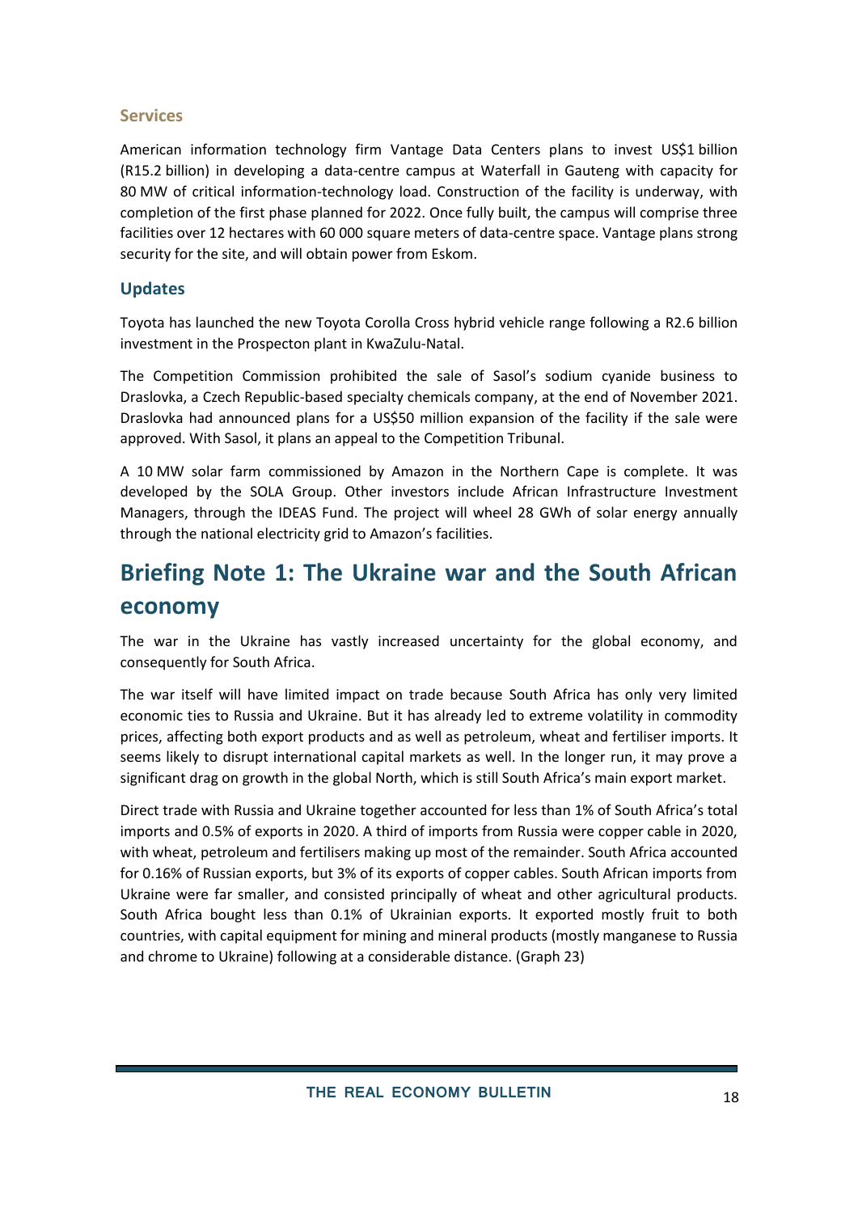### Services

American information technology firm Vantage Data Centers plans to invest US$1 billion (R15.2 billion) in developing a data-centre campus at Waterfall in Gauteng with capacity for 80 MW of critical information-technology load. Construction of the facility is underway, with completion of the first phase planned for 2022. Once fully built, the campus will comprise three facilities over 12 hectares with 60 000 square meters of data-centre space. Vantage plans strong security for the site, and will obtain power from Eskom.

### Updates

Toyota has launched the new Toyota Corolla Cross hybrid vehicle range following a R2.6 billion investment in the Prospecton plant in KwaZulu-Natal.

The Competition Commission prohibited the sale of Sasol's sodium cyanide business to Draslovka, a Czech Republic-based specialty chemicals company, at the end of November 2021. Draslovka had announced plans for a US$50 million expansion of the facility if the sale were approved. With Sasol, it plans an appeal to the Competition Tribunal.

A 10 MW solar farm commissioned by Amazon in the Northern Cape is complete. It was developed by the SOLA Group. Other investors include African Infrastructure Investment Managers, through the IDEAS Fund. The project will wheel 28 GWh of solar energy annually through the national electricity grid to Amazon's facilities.

## Briefing Note 1: The Ukraine war and the South African economy

The war in the Ukraine has vastly increased uncertainty for the global economy, and consequently for South Africa.

The war itself will have limited impact on trade because South Africa has only very limited economic ties to Russia and Ukraine. But it has already led to extreme volatility in commodity prices, affecting both export products and as well as petroleum, wheat and fertiliser imports. It seems likely to disrupt international capital markets as well. In the longer run, it may prove a significant drag on growth in the global North, which is still South Africa's main export market.

Direct trade with Russia and Ukraine together accounted for less than 1% of South Africa's total imports and 0.5% of exports in 2020. A third of imports from Russia were copper cable in 2020, with wheat, petroleum and fertilisers making up most of the remainder. South Africa accounted for 0.16% of Russian exports, but 3% of its exports of copper cables. South African imports from Ukraine were far smaller, and consisted principally of wheat and other agricultural products. South Africa bought less than 0.1% of Ukrainian exports. It exported mostly fruit to both countries, with capital equipment for mining and mineral products (mostly manganese to Russia and chrome to Ukraine) following at a considerable distance. (Graph 23)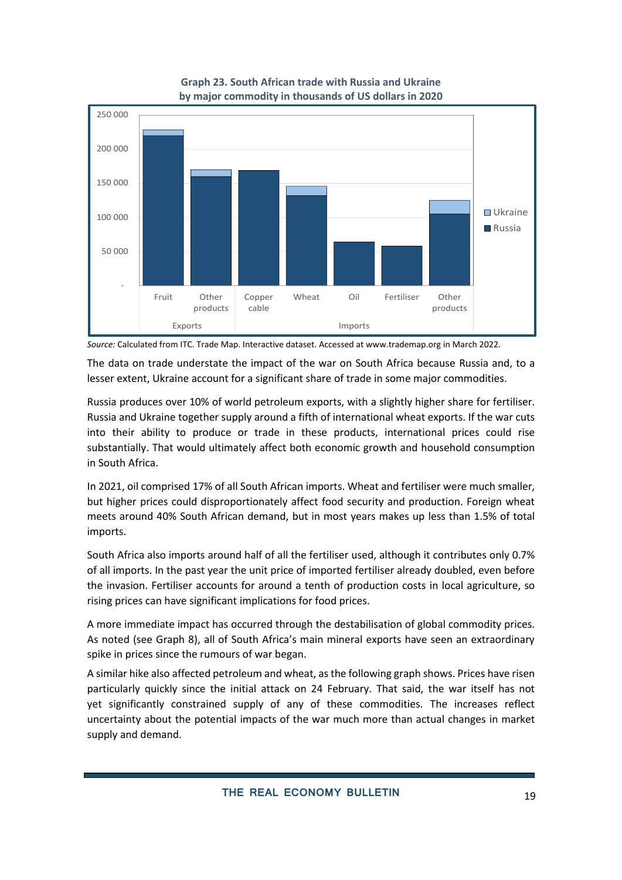**Graph 23. South African trade with Russia and Ukraine by major commodity in thousands of US dollars in 2020**

*Source:* Calculated from ITC. Trade Map. Interactive dataset. Accessed at www.trademap.org in March 2022.

The data on trade understate the impact of the war on South Africa because Russia and, to a lesser extent, Ukraine account for a significant share of trade in some major commodities.

Russia produces over 10% of world petroleum exports, with a slightly higher share for fertiliser. Russia and Ukraine together supply around a fifth of international wheat exports. If the war cuts into their ability to produce or trade in these products, international prices could rise substantially. That would ultimately affect both economic growth and household consumption in South Africa.

In 2021, oil comprised 17% of all South African imports. Wheat and fertiliser were much smaller, but higher prices could disproportionately affect food security and production. Foreign wheat meets around 40% South African demand, but in most years makes up less than 1.5% of total imports.

South Africa also imports around half of all the fertiliser used, although it contributes only 0.7% of all imports. In the past year the unit price of imported fertiliser already doubled, even before the invasion. Fertiliser accounts for around a tenth of production costs in local agriculture, so rising prices can have significant implications for food prices.

A more immediate impact has occurred through the destabilisation of global commodity prices. As noted (see Graph 8), all of South Africa's main mineral exports have seen an extraordinary spike in prices since the rumours of war began.

A similar hike also affected petroleum and wheat, as the following graph shows. Prices have risen particularly quickly since the initial attack on 24 February. That said, the war itself has not yet significantly constrained supply of any of these commodities. The increases reflect uncertainty about the potential impacts of the war much more than actual changes in market supply and demand.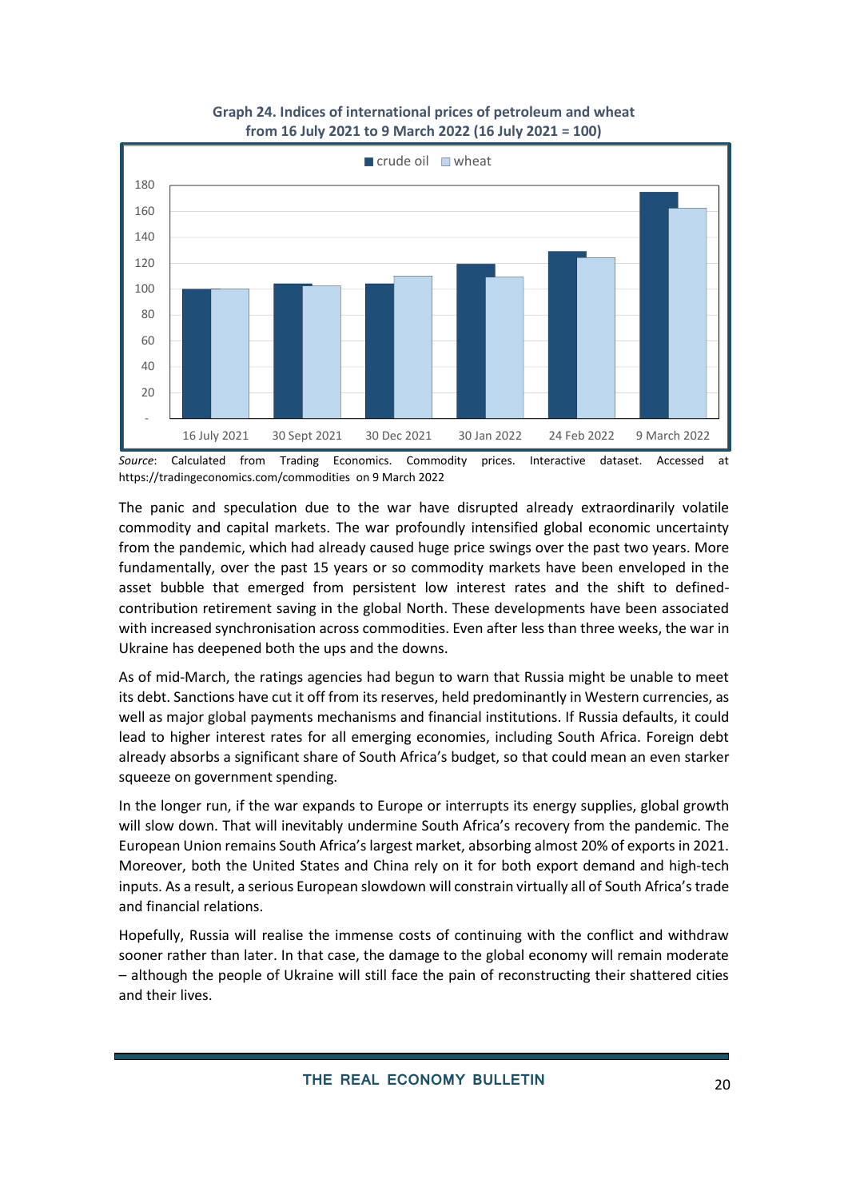**Graph 24. Indices of international prices of petroleum and wheat from 16 July 2021 to 9 March 2022 (16 July 2021 = 100)**

*Source*: Calculated from Trading Economics. Commodity prices. Interactive dataset. Accessed at https://tradingeconomics.com/commodities on 9 March 2022

The panic and speculation due to the war have disrupted already extraordinarily volatile commodity and capital markets. The war profoundly intensified global economic uncertainty from the pandemic, which had already caused huge price swings over the past two years. More fundamentally, over the past 15 years or so commodity markets have been enveloped in the asset bubble that emerged from persistent low interest rates and the shift to defined-contribution retirement saving in the global North. These developments have been associated with increased synchronisation across commodities. Even after less than three weeks, the war in Ukraine has deepened both the ups and the downs.

As of mid-March, the ratings agencies had begun to warn that Russia might be unable to meet its debt. Sanctions have cut it off from its reserves, held predominantly in Western currencies, as well as major global payments mechanisms and financial institutions. If Russia defaults, it could lead to higher interest rates for all emerging economies, including South Africa. Foreign debt already absorbs a significant share of South Africa's budget, so that could mean an even starker squeeze on government spending.

In the longer run, if the war expands to Europe or interrupts its energy supplies, global growth will slow down. That will inevitably undermine South Africa's recovery from the pandemic. The European Union remains South Africa's largest market, absorbing almost 20% of exports in 2021. Moreover, both the United States and China rely on it for both export demand and high-tech inputs. As a result, a serious European slowdown will constrain virtually all of South Africa's trade and financial relations.

Hopefully, Russia will realise the immense costs of continuing with the conflict and withdraw sooner rather than later. In that case, the damage to the global economy will remain moderate – although the people of Ukraine will still face the pain of reconstructing their shattered cities and their lives.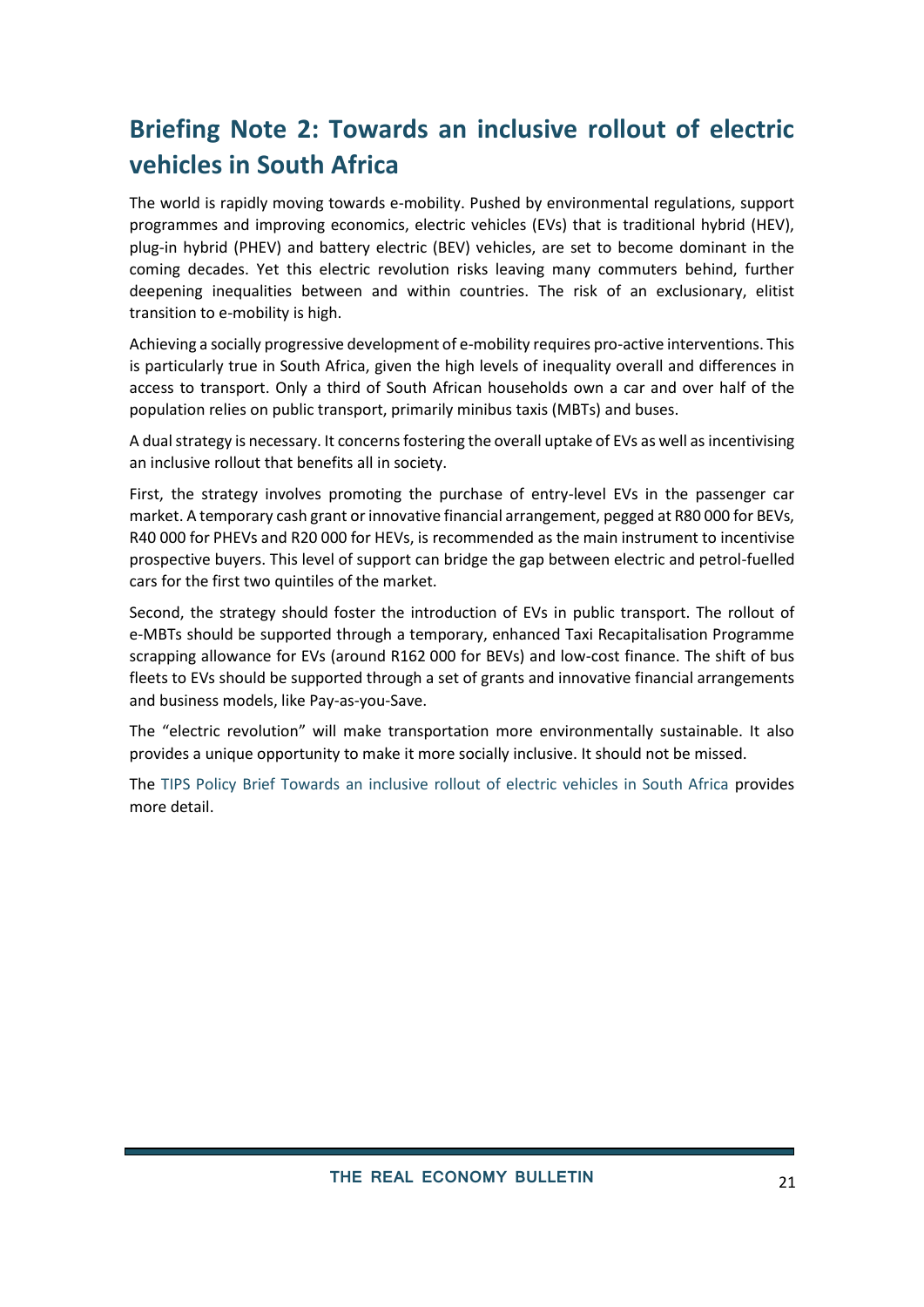# Briefing Note 2: Towards an inclusive rollout of electric vehicles in South Africa

The world is rapidly moving towards e-mobility. Pushed by environmental regulations, support programmes and improving economics, electric vehicles (EVs) that is traditional hybrid (HEV), plug-in hybrid (PHEV) and battery electric (BEV) vehicles, are set to become dominant in the coming decades. Yet this electric revolution risks leaving many commuters behind, further deepening inequalities between and within countries. The risk of an exclusionary, elitist transition to e-mobility is high.

Achieving a socially progressive development of e-mobility requires pro-active interventions. This is particularly true in South Africa, given the high levels of inequality overall and differences in access to transport. Only a third of South African households own a car and over half of the population relies on public transport, primarily minibus taxis (MBTs) and buses.

A dual strategy is necessary. It concerns fostering the overall uptake of EVs as well as incentivising an inclusive rollout that benefits all in society.

First, the strategy involves promoting the purchase of entry-level EVs in the passenger car market. A temporary cash grant or innovative financial arrangement, pegged at R80 000 for BEVs, R40 000 for PHEVs and R20 000 for HEVs, is recommended as the main instrument to incentivise prospective buyers. This level of support can bridge the gap between electric and petrol-fuelled cars for the first two quintiles of the market.

Second, the strategy should foster the introduction of EVs in public transport. The rollout of e-MBTs should be supported through a temporary, enhanced Taxi Recapitalisation Programme scrapping allowance for EVs (around R162 000 for BEVs) and low-cost finance. The shift of bus fleets to EVs should be supported through a set of grants and innovative financial arrangements and business models, like Pay-as-you-Save.

The "electric revolution" will make transportation more environmentally sustainable. It also provides a unique opportunity to make it more socially inclusive. It should not be missed.

The TIPS Policy Brief Towards an inclusive rollout of electric vehicles in South Africa provides more detail.